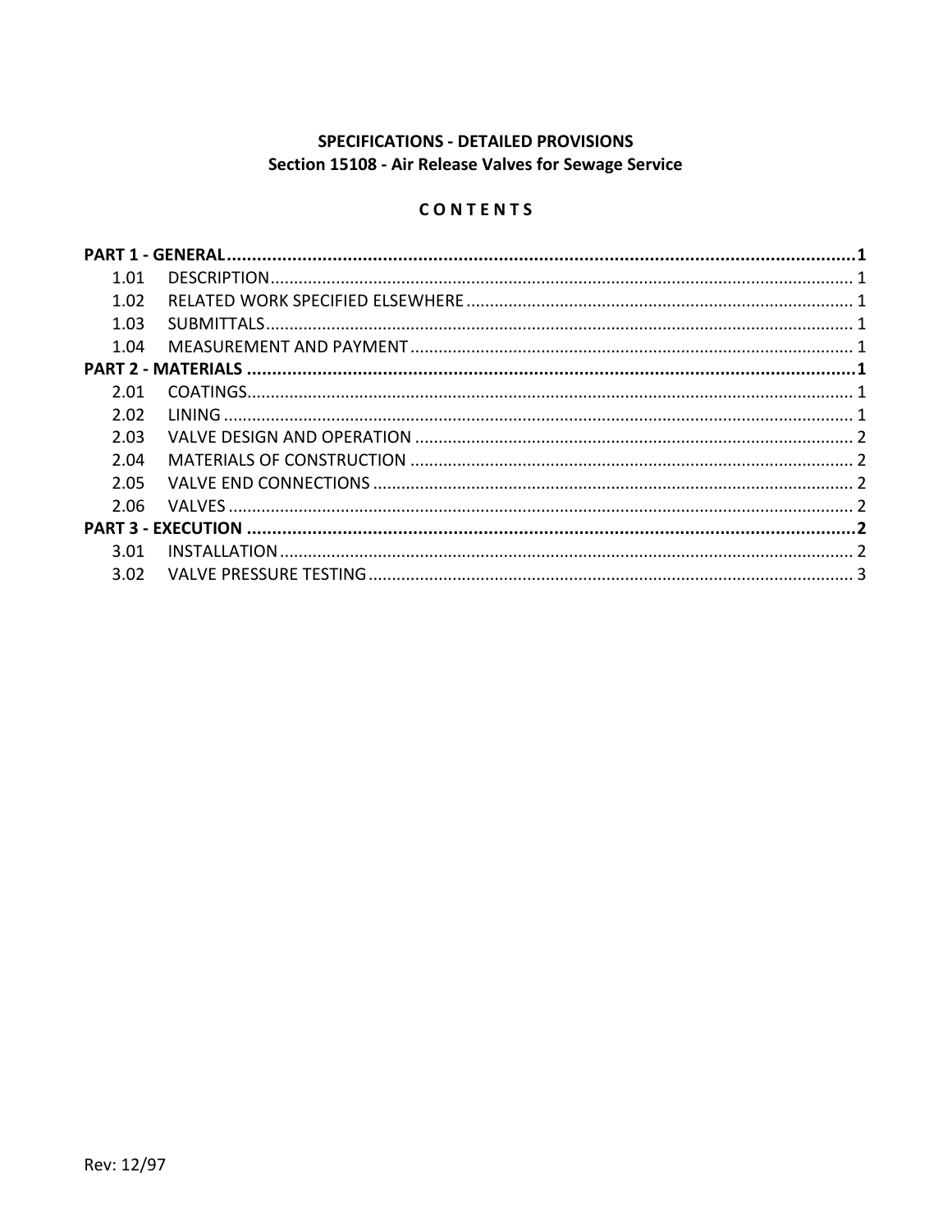**SPECIFICATIONS - DETAILED PROVISIONS**
**Section 15108 - Air Release Valves for Sewage Service**

**C O N T E N T S**

**PART 1 - GENERAL .......... 1**
- 1.01 DESCRIPTION .......... 1
- 1.02 RELATED WORK SPECIFIED ELSEWHERE .......... 1
- 1.03 SUBMITTALS .......... 1
- 1.04 MEASUREMENT AND PAYMENT .......... 1

**PART 2 - MATERIALS .......... 1**
- 2.01 COATINGS .......... 1
- 2.02 LINING .......... 1
- 2.03 VALVE DESIGN AND OPERATION .......... 2
- 2.04 MATERIALS OF CONSTRUCTION .......... 2
- 2.05 VALVE END CONNECTIONS .......... 2
- 2.06 VALVES .......... 2

**PART 3 - EXECUTION .......... 2**
- 3.01 INSTALLATION .......... 2
- 3.02 VALVE PRESSURE TESTING .......... 3

Rev: 12/97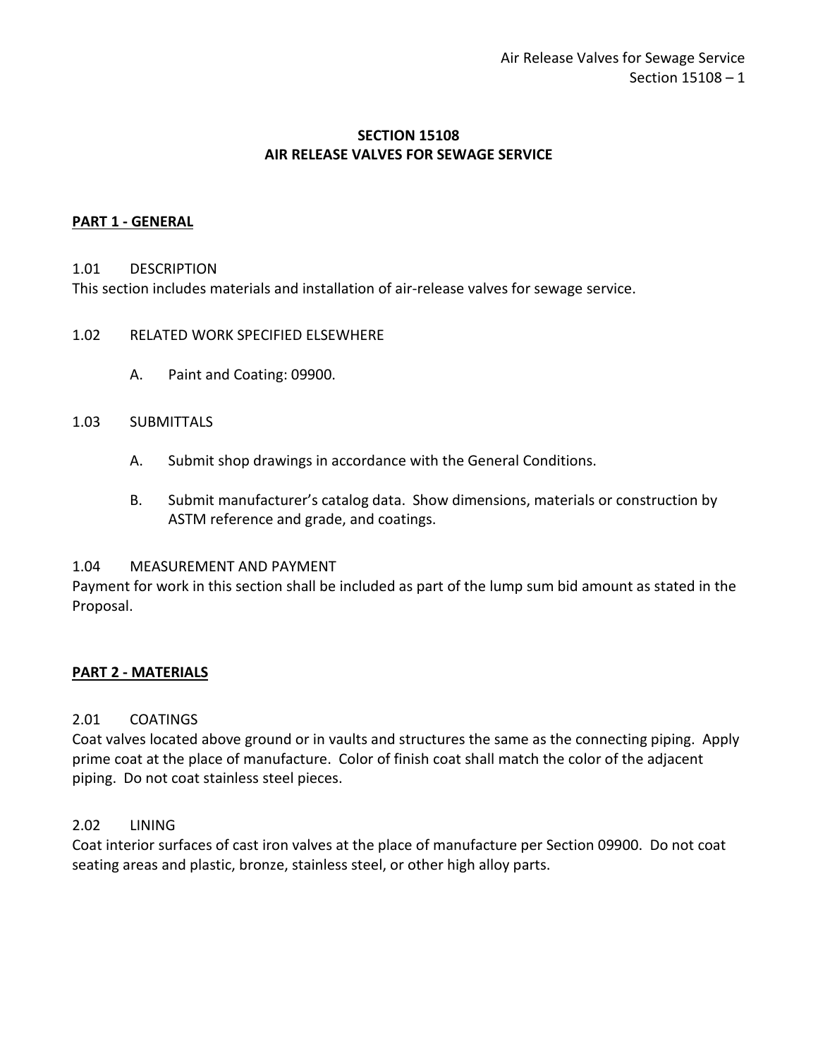# SECTION 15108
# AIR RELEASE VALVES FOR SEWAGE SERVICE

## PART 1 - GENERAL

### 1.01 DESCRIPTION

This section includes materials and installation of air-release valves for sewage service.

### 1.02 RELATED WORK SPECIFIED ELSEWHERE

A. Paint and Coating: 09900.

### 1.03 SUBMITTALS

A. Submit shop drawings in accordance with the General Conditions.

B. Submit manufacturer's catalog data. Show dimensions, materials or construction by ASTM reference and grade, and coatings.

### 1.04 MEASUREMENT AND PAYMENT

Payment for work in this section shall be included as part of the lump sum bid amount as stated in the Proposal.

## PART 2 - MATERIALS

### 2.01 COATINGS

Coat valves located above ground or in vaults and structures the same as the connecting piping. Apply prime coat at the place of manufacture. Color of finish coat shall match the color of the adjacent piping. Do not coat stainless steel pieces.

### 2.02 LINING

Coat interior surfaces of cast iron valves at the place of manufacture per Section 09900. Do not coat seating areas and plastic, bronze, stainless steel, or other high alloy parts.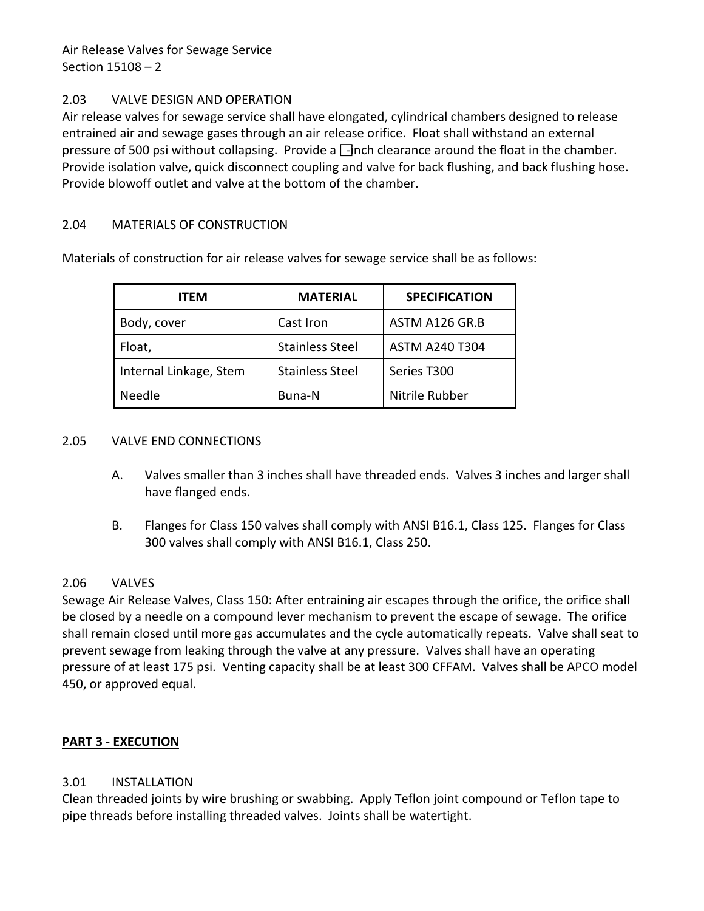### 2.03 VALVE DESIGN AND OPERATION

Air release valves for sewage service shall have elongated, cylindrical chambers designed to release entrained air and sewage gases through an air release orifice. Float shall withstand an external pressure of 500 psi without collapsing. Provide a ☐inch clearance around the float in the chamber. Provide isolation valve, quick disconnect coupling and valve for back flushing, and back flushing hose. Provide blowoff outlet and valve at the bottom of the chamber.

### 2.04 MATERIALS OF CONSTRUCTION

Materials of construction for air release valves for sewage service shall be as follows:

| ITEM | MATERIAL | SPECIFICATION |
|---|---|---|
| Body, cover | Cast Iron | ASTM A126 GR.B |
| Float, | Stainless Steel | ASTM A240 T304 |
| Internal Linkage, Stem | Stainless Steel | Series T300 |
| Needle | Buna-N | Nitrile Rubber |

### 2.05 VALVE END CONNECTIONS

A. Valves smaller than 3 inches shall have threaded ends. Valves 3 inches and larger shall have flanged ends.

B. Flanges for Class 150 valves shall comply with ANSI B16.1, Class 125. Flanges for Class 300 valves shall comply with ANSI B16.1, Class 250.

### 2.06 VALVES

Sewage Air Release Valves, Class 150: After entraining air escapes through the orifice, the orifice shall be closed by a needle on a compound lever mechanism to prevent the escape of sewage. The orifice shall remain closed until more gas accumulates and the cycle automatically repeats. Valve shall seat to prevent sewage from leaking through the valve at any pressure. Valves shall have an operating pressure of at least 175 psi. Venting capacity shall be at least 300 CFFAM. Valves shall be APCO model 450, or approved equal.

## PART 3 - EXECUTION

### 3.01 INSTALLATION

Clean threaded joints by wire brushing or swabbing. Apply Teflon joint compound or Teflon tape to pipe threads before installing threaded valves. Joints shall be watertight.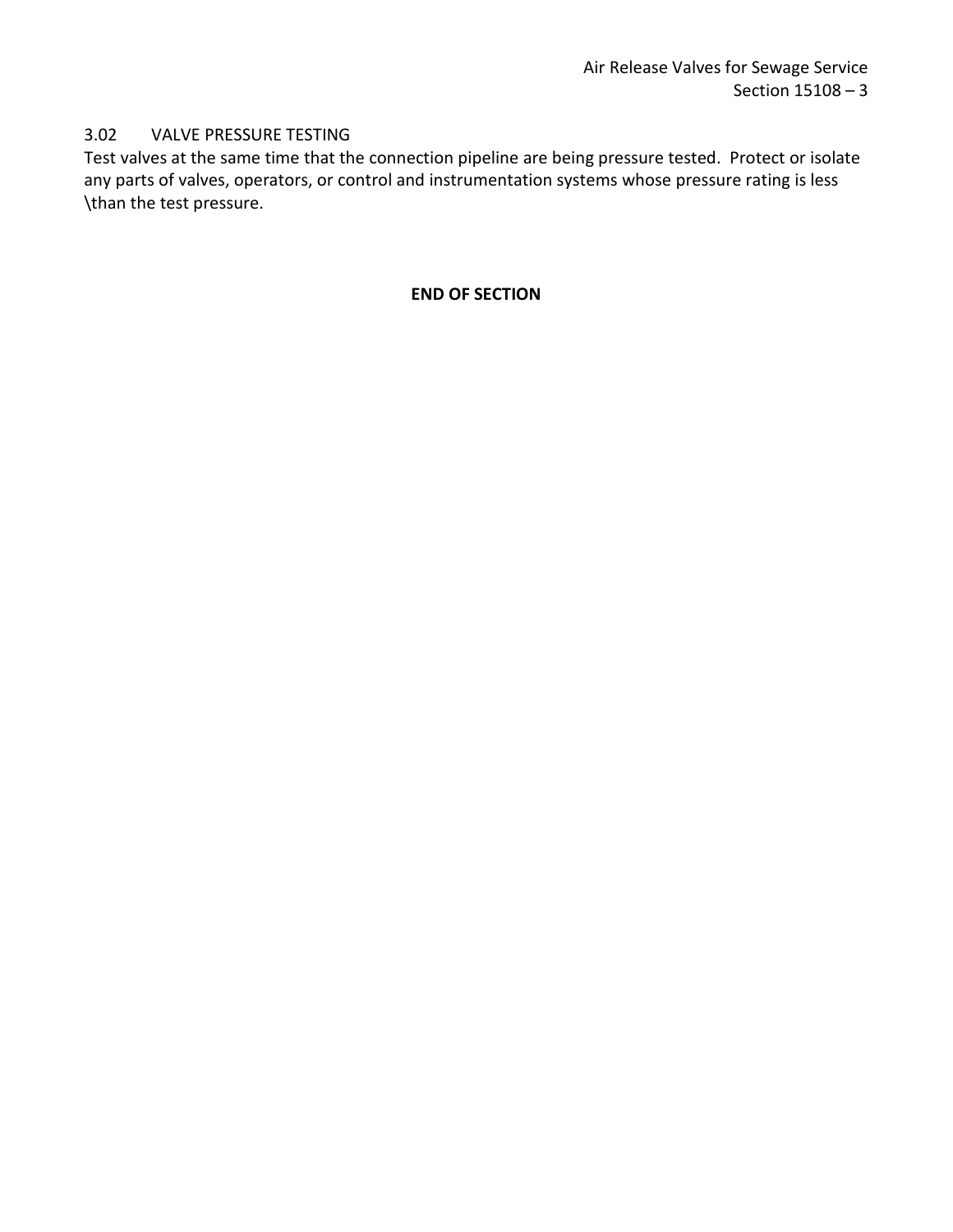### 3.02 VALVE PRESSURE TESTING

Test valves at the same time that the connection pipeline are being pressure tested. Protect or isolate any parts of valves, operators, or control and instrumentation systems whose pressure rating is less \than the test pressure.

**END OF SECTION**